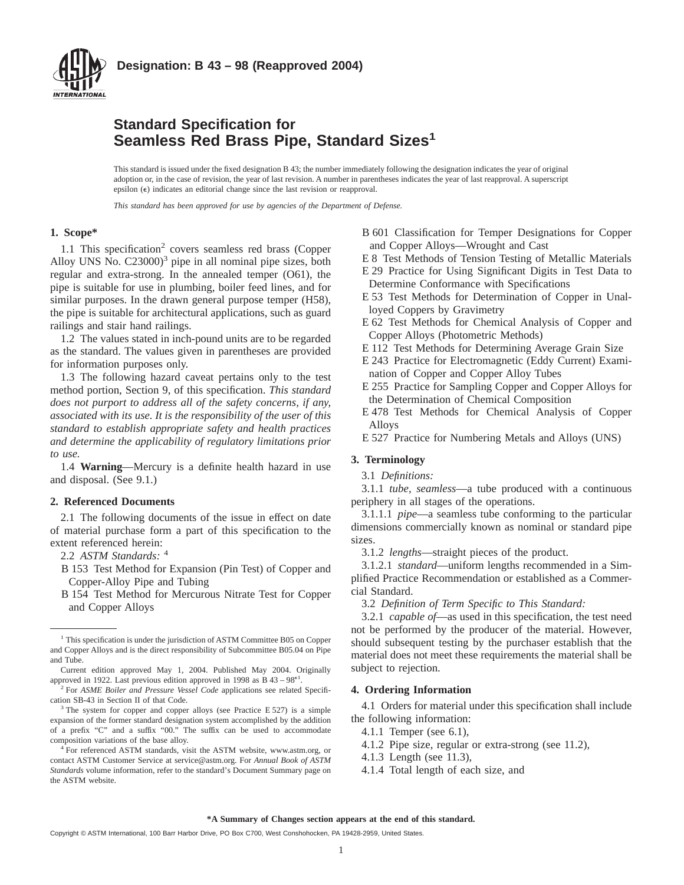**Designation: B 43 – 98 (Reapproved 2004)**

# Standard Specification for Seamless Red Brass Pipe, Standard Sizes[1]

This standard is issued under the fixed designation B 43; the number immediately following the designation indicates the year of original adoption or, in the case of revision, the year of last revision. A number in parentheses indicates the year of last reapproval. A superscript epsilon (ϵ) indicates an editorial change since the last revision or reapproval.

*This standard has been approved for use by agencies of the Department of Defense.*

## 1. Scope*

1.1 This specification[2] covers seamless red brass (Copper Alloy UNS No. C23000)[3] pipe in all nominal pipe sizes, both regular and extra-strong. In the annealed temper (O61), the pipe is suitable for use in plumbing, boiler feed lines, and for similar purposes. In the drawn general purpose temper (H58), the pipe is suitable for architectural applications, such as guard railings and stair hand railings.

1.2 The values stated in inch-pound units are to be regarded as the standard. The values given in parentheses are provided for information purposes only.

1.3 The following hazard caveat pertains only to the test method portion, Section 9, of this specification. *This standard does not purport to address all of the safety concerns, if any, associated with its use. It is the responsibility of the user of this standard to establish appropriate safety and health practices and determine the applicability of regulatory limitations prior to use.*

1.4 **Warning**—Mercury is a definite health hazard in use and disposal. (See 9.1.)

## 2. Referenced Documents

2.1 The following documents of the issue in effect on date of material purchase form a part of this specification to the extent referenced herein:

2.2 *ASTM Standards:* [4]

- B 153 Test Method for Expansion (Pin Test) of Copper and Copper-Alloy Pipe and Tubing
- B 154 Test Method for Mercurous Nitrate Test for Copper and Copper Alloys
- B 601 Classification for Temper Designations for Copper and Copper Alloys—Wrought and Cast
- E 8 Test Methods of Tension Testing of Metallic Materials
- E 29 Practice for Using Significant Digits in Test Data to Determine Conformance with Specifications
- E 53 Test Methods for Determination of Copper in Unalloyed Coppers by Gravimetry
- E 62 Test Methods for Chemical Analysis of Copper and Copper Alloys (Photometric Methods)
- E 112 Test Methods for Determining Average Grain Size
- E 243 Practice for Electromagnetic (Eddy Current) Examination of Copper and Copper Alloy Tubes
- E 255 Practice for Sampling Copper and Copper Alloys for the Determination of Chemical Composition
- E 478 Test Methods for Chemical Analysis of Copper Alloys
- E 527 Practice for Numbering Metals and Alloys (UNS)

## 3. Terminology

3.1 *Definitions:*

3.1.1 *tube, seamless*—a tube produced with a continuous periphery in all stages of the operations.

3.1.1.1 *pipe*—a seamless tube conforming to the particular dimensions commercially known as nominal or standard pipe sizes.

3.1.2 *lengths*—straight pieces of the product.

3.1.2.1 *standard*—uniform lengths recommended in a Simplified Practice Recommendation or established as a Commercial Standard.

3.2 *Definition of Term Specific to This Standard:*

3.2.1 *capable of*—as used in this specification, the test need not be performed by the producer of the material. However, should subsequent testing by the purchaser establish that the material does not meet these requirements the material shall be subject to rejection.

## 4. Ordering Information

4.1 Orders for material under this specification shall include the following information:

4.1.1 Temper (see 6.1),

4.1.2 Pipe size, regular or extra-strong (see 11.2),

4.1.3 Length (see 11.3),

4.1.4 Total length of each size, and

---

[1] This specification is under the jurisdiction of ASTM Committee B05 on Copper and Copper Alloys and is the direct responsibility of Subcommittee B05.04 on Pipe and Tube.

Current edition approved May 1, 2004. Published May 2004. Originally approved in 1922. Last previous edition approved in 1998 as B 43 – 98$^{ϵ1}$.

[2] For *ASME Boiler and Pressure Vessel Code* applications see related Specification SB-43 in Section II of that Code.

[3] The system for copper and copper alloys (see Practice E 527) is a simple expansion of the former standard designation system accomplished by the addition of a prefix "C" and a suffix "00." The suffix can be used to accommodate composition variations of the base alloy.

[4] For referenced ASTM standards, visit the ASTM website, www.astm.org, or contact ASTM Customer Service at service@astm.org. For *Annual Book of ASTM Standards* volume information, refer to the standard's Document Summary page on the ASTM website.

**\*A Summary of Changes section appears at the end of this standard.**

Copyright © ASTM International, 100 Barr Harbor Drive, PO Box C700, West Conshohocken, PA 19428-2959, United States.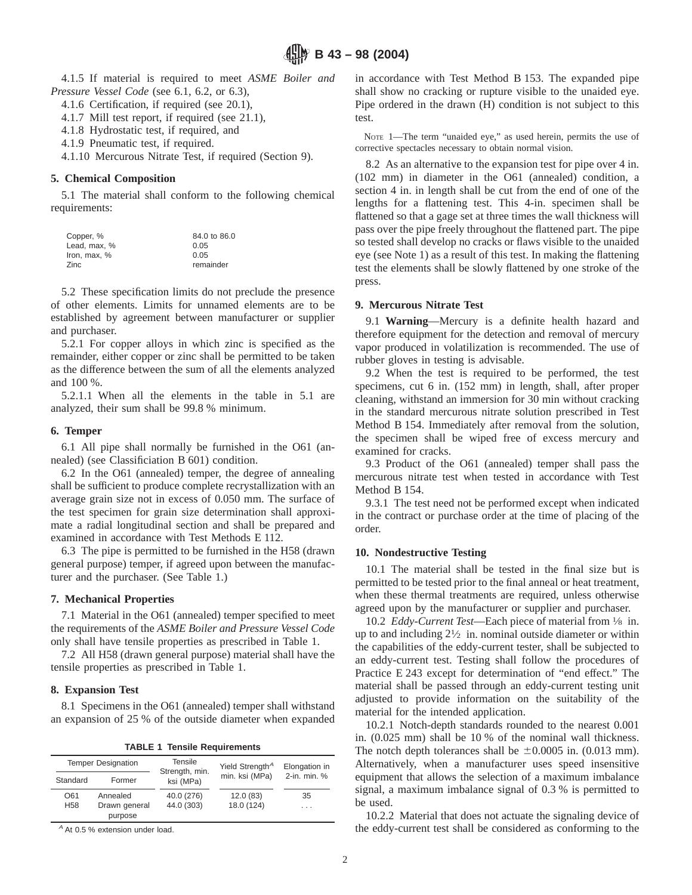4.1.5 If material is required to meet *ASME Boiler and Pressure Vessel Code* (see 6.1, 6.2, or 6.3),

4.1.6 Certification, if required (see 20.1),

4.1.7 Mill test report, if required (see 21.1),

4.1.8 Hydrostatic test, if required, and

4.1.9 Pneumatic test, if required.

4.1.10 Mercurous Nitrate Test, if required (Section 9).

## 5. Chemical Composition

5.1 The material shall conform to the following chemical requirements:

| | |
|---|---|
| Copper, % | 84.0 to 86.0 |
| Lead, max, % | 0.05 |
| Iron, max, % | 0.05 |
| Zinc | remainder |

5.2 These specification limits do not preclude the presence of other elements. Limits for unnamed elements are to be established by agreement between manufacturer or supplier and purchaser.

5.2.1 For copper alloys in which zinc is specified as the remainder, either copper or zinc shall be permitted to be taken as the difference between the sum of all the elements analyzed and 100 %.

5.2.1.1 When all the elements in the table in 5.1 are analyzed, their sum shall be 99.8 % minimum.

## 6. Temper

6.1 All pipe shall normally be furnished in the O61 (annealed) (see Classificiation B 601) condition.

6.2 In the O61 (annealed) temper, the degree of annealing shall be sufficient to produce complete recrystallization with an average grain size not in excess of 0.050 mm. The surface of the test specimen for grain size determination shall approximate a radial longitudinal section and shall be prepared and examined in accordance with Test Methods E 112.

6.3 The pipe is permitted to be furnished in the H58 (drawn general purpose) temper, if agreed upon between the manufacturer and the purchaser. (See Table 1.)

## 7. Mechanical Properties

7.1 Material in the O61 (annealed) temper specified to meet the requirements of the *ASME Boiler and Pressure Vessel Code* only shall have tensile properties as prescribed in Table 1.

7.2 All H58 (drawn general purpose) material shall have the tensile properties as prescribed in Table 1.

## 8. Expansion Test

8.1 Specimens in the O61 (annealed) temper shall withstand an expansion of 25 % of the outside diameter when expanded in accordance with Test Method B 153. The expanded pipe shall show no cracking or rupture visible to the unaided eye. Pipe ordered in the drawn (H) condition is not subject to this test.

NOTE 1—The term "unaided eye," as used herein, permits the use of corrective spectacles necessary to obtain normal vision.

8.2 As an alternative to the expansion test for pipe over 4 in. (102 mm) in diameter in the O61 (annealed) condition, a section 4 in. in length shall be cut from the end of one of the lengths for a flattening test. This 4-in. specimen shall be flattened so that a gage set at three times the wall thickness will pass over the pipe freely throughout the flattened part. The pipe so tested shall develop no cracks or flaws visible to the unaided eye (see Note 1) as a result of this test. In making the flattening test the elements shall be slowly flattened by one stroke of the press.

**TABLE 1 Tensile Requirements**

| Temper Designation | | Tensile Strength, min. ksi (MPa) | Yield Strength[A] min. ksi (MPa) | Elongation in 2-in. min. % |
|---|---|---|---|---|
| Standard | Former | | | |
| O61 | Annealed | 40.0 (276) | 12.0 (83) | 35 |
| H58 | Drawn general purpose | 44.0 (303) | 18.0 (124) | . . . |

[A] At 0.5 % extension under load.

## 9. Mercurous Nitrate Test

9.1 **Warning**—Mercury is a definite health hazard and therefore equipment for the detection and removal of mercury vapor produced in volatilization is recommended. The use of rubber gloves in testing is advisable.

9.2 When the test is required to be performed, the test specimens, cut 6 in. (152 mm) in length, shall, after proper cleaning, withstand an immersion for 30 min without cracking in the standard mercurous nitrate solution prescribed in Test Method B 154. Immediately after removal from the solution, the specimen shall be wiped free of excess mercury and examined for cracks.

9.3 Product of the O61 (annealed) temper shall pass the mercurous nitrate test when tested in accordance with Test Method B 154.

9.3.1 The test need not be performed except when indicated in the contract or purchase order at the time of placing of the order.

## 10. Nondestructive Testing

10.1 The material shall be tested in the final size but is permitted to be tested prior to the final anneal or heat treatment, when these thermal treatments are required, unless otherwise agreed upon by the manufacturer or supplier and purchaser.

10.2 *Eddy-Current Test*—Each piece of material from ⅛ in. up to and including 2½ in. nominal outside diameter or within the capabilities of the eddy-current tester, shall be subjected to an eddy-current test. Testing shall follow the procedures of Practice E 243 except for determination of "end effect." The material shall be passed through an eddy-current testing unit adjusted to provide information on the suitability of the material for the intended application.

10.2.1 Notch-depth standards rounded to the nearest 0.001 in. (0.025 mm) shall be 10 % of the nominal wall thickness. The notch depth tolerances shall be ±0.0005 in. (0.013 mm). Alternatively, when a manufacturer uses speed insensitive equipment that allows the selection of a maximum imbalance signal, a maximum imbalance signal of 0.3 % is permitted to be used.

10.2.2 Material that does not actuate the signaling device of the eddy-current test shall be considered as conforming to the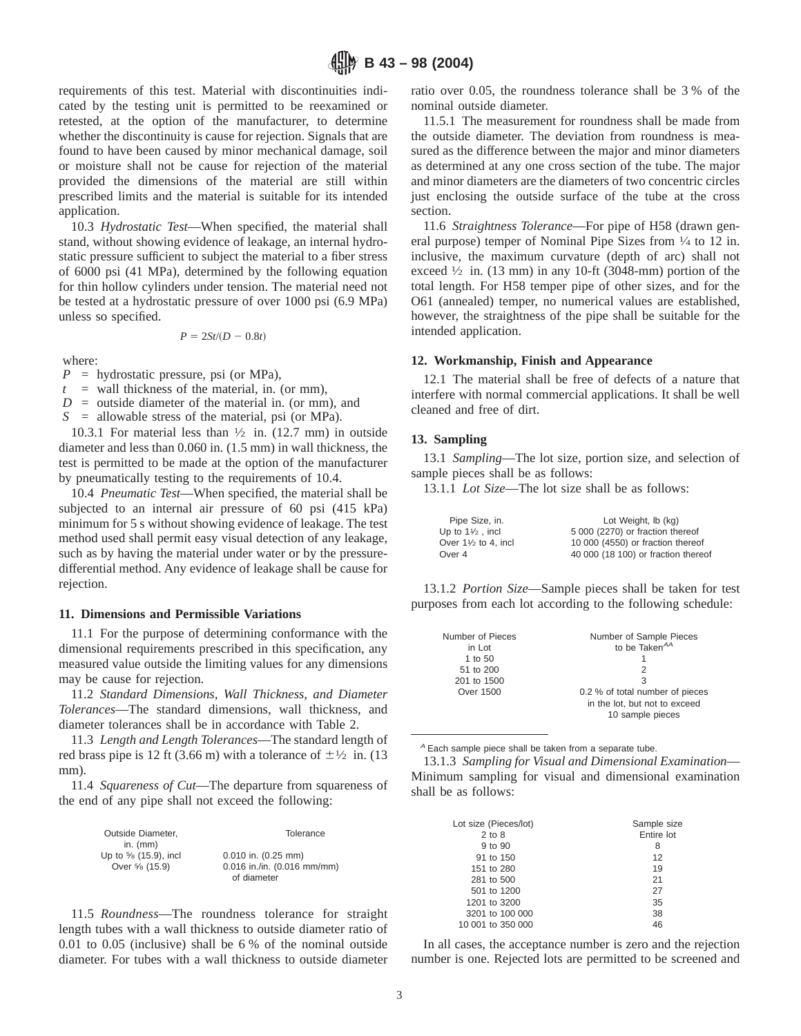requirements of this test. Material with discontinuities indicated by the testing unit is permitted to be reexamined or retested, at the option of the manufacturer, to determine whether the discontinuity is cause for rejection. Signals that are found to have been caused by minor mechanical damage, soil or moisture shall not be cause for rejection of the material provided the dimensions of the material are still within prescribed limits and the material is suitable for its intended application.

10.3 *Hydrostatic Test*—When specified, the material shall stand, without showing evidence of leakage, an internal hydrostatic pressure sufficient to subject the material to a fiber stress of 6000 psi (41 MPa), determined by the following equation for thin hollow cylinders under tension. The material need not be tested at a hydrostatic pressure of over 1000 psi (6.9 MPa) unless so specified.

$$P = 2St/(D - 0.8t)$$

where:

$P$ = hydrostatic pressure, psi (or MPa),
$t$ = wall thickness of the material, in. (or mm),
$D$ = outside diameter of the material in. (or mm), and
$S$ = allowable stress of the material, psi (or MPa).

10.3.1 For material less than ½ in. (12.7 mm) in outside diameter and less than 0.060 in. (1.5 mm) in wall thickness, the test is permitted to be made at the option of the manufacturer by pneumatically testing to the requirements of 10.4.

10.4 *Pneumatic Test*—When specified, the material shall be subjected to an internal air pressure of 60 psi (415 kPa) minimum for 5 s without showing evidence of leakage. The test method used shall permit easy visual detection of any leakage, such as by having the material under water or by the pressure-differential method. Any evidence of leakage shall be cause for rejection.

## 11. Dimensions and Permissible Variations

11.1 For the purpose of determining conformance with the dimensional requirements prescribed in this specification, any measured value outside the limiting values for any dimensions may be cause for rejection.

11.2 *Standard Dimensions, Wall Thickness, and Diameter Tolerances*—The standard dimensions, wall thickness, and diameter tolerances shall be in accordance with Table 2.

11.3 *Length and Length Tolerances*—The standard length of red brass pipe is 12 ft (3.66 m) with a tolerance of ±½ in. (13 mm).

11.4 *Squareness of Cut*—The departure from squareness of the end of any pipe shall not exceed the following:

| Outside Diameter, in. (mm) | Tolerance |
|---|---|
| Up to ⅝ (15.9), incl | 0.010 in. (0.25 mm) |
| Over ⅝ (15.9) | 0.016 in./in. (0.016 mm/mm) of diameter |

11.5 *Roundness*—The roundness tolerance for straight length tubes with a wall thickness to outside diameter ratio of 0.01 to 0.05 (inclusive) shall be 6 % of the nominal outside diameter. For tubes with a wall thickness to outside diameter ratio over 0.05, the roundness tolerance shall be 3 % of the nominal outside diameter.

11.5.1 The measurement for roundness shall be made from the outside diameter. The deviation from roundness is measured as the difference between the major and minor diameters as determined at any one cross section of the tube. The major and minor diameters are the diameters of two concentric circles just enclosing the outside surface of the tube at the cross section.

11.6 *Straightness Tolerance*—For pipe of H58 (drawn general purpose) temper of Nominal Pipe Sizes from ¼ to 12 in. inclusive, the maximum curvature (depth of arc) shall not exceed ½ in. (13 mm) in any 10-ft (3048-mm) portion of the total length. For H58 temper pipe of other sizes, and for the O61 (annealed) temper, no numerical values are established, however, the straightness of the pipe shall be suitable for the intended application.

## 12. Workmanship, Finish and Appearance

12.1 The material shall be free of defects of a nature that interfere with normal commercial applications. It shall be well cleaned and free of dirt.

## 13. Sampling

13.1 *Sampling*—The lot size, portion size, and selection of sample pieces shall be as follows:

13.1.1 *Lot Size*—The lot size shall be as follows:

| Pipe Size, in. | Lot Weight, lb (kg) |
|---|---|
| Up to 1½ , incl | 5 000 (2270) or fraction thereof |
| Over 1½ to 4, incl | 10 000 (4550) or fraction thereof |
| Over 4 | 40 000 (18 100) or fraction thereof |

13.1.2 *Portion Size*—Sample pieces shall be taken for test purposes from each lot according to the following schedule:

| Number of Pieces in Lot | Number of Sample Pieces to be Taken[A] |
|---|---|
| 1 to 50 | 1 |
| 51 to 200 | 2 |
| 201 to 1500 | 3 |
| Over 1500 | 0.2 % of total number of pieces in the lot, but not to exceed 10 sample pieces |

[A] Each sample piece shall be taken from a separate tube.

13.1.3 *Sampling for Visual and Dimensional Examination*—Minimum sampling for visual and dimensional examination shall be as follows:

| Lot size (Pieces/lot) | Sample size |
|---|---|
| 2 to 8 | Entire lot |
| 9 to 90 | 8 |
| 91 to 150 | 12 |
| 151 to 280 | 19 |
| 281 to 500 | 21 |
| 501 to 1200 | 27 |
| 1201 to 3200 | 35 |
| 3201 to 100 000 | 38 |
| 10 001 to 350 000 | 46 |

In all cases, the acceptance number is zero and the rejection number is one. Rejected lots are permitted to be screened and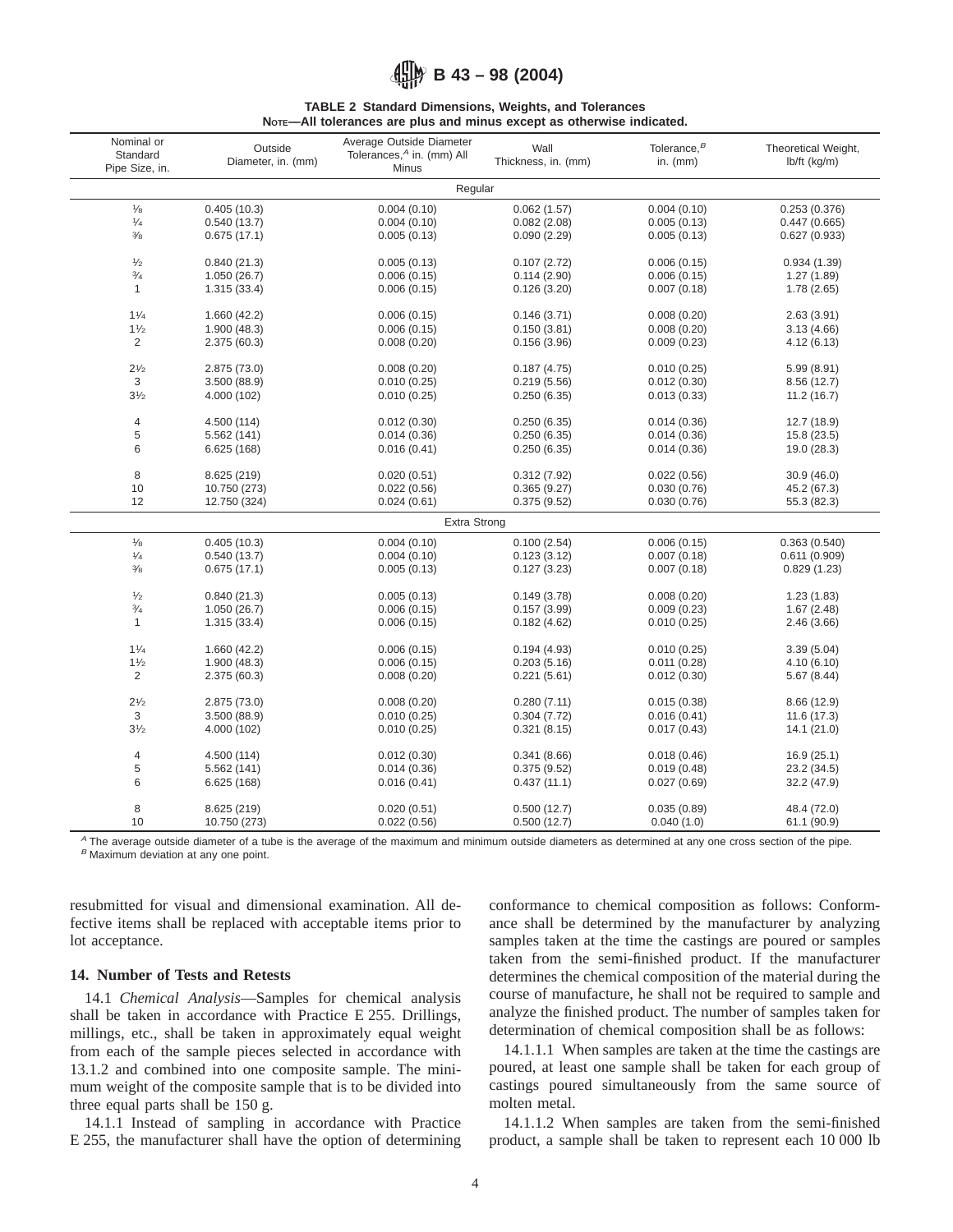TABLE 2 Standard Dimensions, Weights, and Tolerances

NOTE—All tolerances are plus and minus except as otherwise indicated.

| Nominal or Standard Pipe Size, in. | Outside Diameter, in. (mm) | Average Outside Diameter Tolerances,[A] in. (mm) All Minus | Wall Thickness, in. (mm) | Tolerance,[B] in. (mm) | Theoretical Weight, lb/ft (kg/m) |
|---|---|---|---|---|---|
| | | | Regular | | |
| 1/8 | 0.405 (10.3) | 0.004 (0.10) | 0.062 (1.57) | 0.004 (0.10) | 0.253 (0.376) |
| 1/4 | 0.540 (13.7) | 0.004 (0.10) | 0.082 (2.08) | 0.005 (0.13) | 0.447 (0.665) |
| 3/8 | 0.675 (17.1) | 0.005 (0.13) | 0.090 (2.29) | 0.005 (0.13) | 0.627 (0.933) |
| 1/2 | 0.840 (21.3) | 0.005 (0.13) | 0.107 (2.72) | 0.006 (0.15) | 0.934 (1.39) |
| 3/4 | 1.050 (26.7) | 0.006 (0.15) | 0.114 (2.90) | 0.006 (0.15) | 1.27 (1.89) |
| 1 | 1.315 (33.4) | 0.006 (0.15) | 0.126 (3.20) | 0.007 (0.18) | 1.78 (2.65) |
| 1 1/4 | 1.660 (42.2) | 0.006 (0.15) | 0.146 (3.71) | 0.008 (0.20) | 2.63 (3.91) |
| 1 1/2 | 1.900 (48.3) | 0.006 (0.15) | 0.150 (3.81) | 0.008 (0.20) | 3.13 (4.66) |
| 2 | 2.375 (60.3) | 0.008 (0.20) | 0.156 (3.96) | 0.009 (0.23) | 4.12 (6.13) |
| 2 1/2 | 2.875 (73.0) | 0.008 (0.20) | 0.187 (4.75) | 0.010 (0.25) | 5.99 (8.91) |
| 3 | 3.500 (88.9) | 0.010 (0.25) | 0.219 (5.56) | 0.012 (0.30) | 8.56 (12.7) |
| 3 1/2 | 4.000 (102) | 0.010 (0.25) | 0.250 (6.35) | 0.013 (0.33) | 11.2 (16.7) |
| 4 | 4.500 (114) | 0.012 (0.30) | 0.250 (6.35) | 0.014 (0.36) | 12.7 (18.9) |
| 5 | 5.562 (141) | 0.014 (0.36) | 0.250 (6.35) | 0.014 (0.36) | 15.8 (23.5) |
| 6 | 6.625 (168) | 0.016 (0.41) | 0.250 (6.35) | 0.014 (0.36) | 19.0 (28.3) |
| 8 | 8.625 (219) | 0.020 (0.51) | 0.312 (7.92) | 0.022 (0.56) | 30.9 (46.0) |
| 10 | 10.750 (273) | 0.022 (0.56) | 0.365 (9.27) | 0.030 (0.76) | 45.2 (67.3) |
| 12 | 12.750 (324) | 0.024 (0.61) | 0.375 (9.52) | 0.030 (0.76) | 55.3 (82.3) |
| | | | Extra Strong | | |
| 1/8 | 0.405 (10.3) | 0.004 (0.10) | 0.100 (2.54) | 0.006 (0.15) | 0.363 (0.540) |
| 1/4 | 0.540 (13.7) | 0.004 (0.10) | 0.123 (3.12) | 0.007 (0.18) | 0.611 (0.909) |
| 3/8 | 0.675 (17.1) | 0.005 (0.13) | 0.127 (3.23) | 0.007 (0.18) | 0.829 (1.23) |
| 1/2 | 0.840 (21.3) | 0.005 (0.13) | 0.149 (3.78) | 0.008 (0.20) | 1.23 (1.83) |
| 3/4 | 1.050 (26.7) | 0.006 (0.15) | 0.157 (3.99) | 0.009 (0.23) | 1.67 (2.48) |
| 1 | 1.315 (33.4) | 0.006 (0.15) | 0.182 (4.62) | 0.010 (0.25) | 2.46 (3.66) |
| 1 1/4 | 1.660 (42.2) | 0.006 (0.15) | 0.194 (4.93) | 0.010 (0.25) | 3.39 (5.04) |
| 1 1/2 | 1.900 (48.3) | 0.006 (0.15) | 0.203 (5.16) | 0.011 (0.28) | 4.10 (6.10) |
| 2 | 2.375 (60.3) | 0.008 (0.20) | 0.221 (5.61) | 0.012 (0.30) | 5.67 (8.44) |
| 2 1/2 | 2.875 (73.0) | 0.008 (0.20) | 0.280 (7.11) | 0.015 (0.38) | 8.66 (12.9) |
| 3 | 3.500 (88.9) | 0.010 (0.25) | 0.304 (7.72) | 0.016 (0.41) | 11.6 (17.3) |
| 3 1/2 | 4.000 (102) | 0.010 (0.25) | 0.321 (8.15) | 0.017 (0.43) | 14.1 (21.0) |
| 4 | 4.500 (114) | 0.012 (0.30) | 0.341 (8.66) | 0.018 (0.46) | 16.9 (25.1) |
| 5 | 5.562 (141) | 0.014 (0.36) | 0.375 (9.52) | 0.019 (0.48) | 23.2 (34.5) |
| 6 | 6.625 (168) | 0.016 (0.41) | 0.437 (11.1) | 0.027 (0.69) | 32.2 (47.9) |
| 8 | 8.625 (219) | 0.020 (0.51) | 0.500 (12.7) | 0.035 (0.89) | 48.4 (72.0) |
| 10 | 10.750 (273) | 0.022 (0.56) | 0.500 (12.7) | 0.040 (1.0) | 61.1 (90.9) |

[A] The average outside diameter of a tube is the average of the maximum and minimum outside diameters as determined at any one cross section of the pipe.

[B] Maximum deviation at any one point.

resubmitted for visual and dimensional examination. All defective items shall be replaced with acceptable items prior to lot acceptance.

## 14. Number of Tests and Retests

14.1 *Chemical Analysis*—Samples for chemical analysis shall be taken in accordance with Practice E 255. Drillings, millings, etc., shall be taken in approximately equal weight from each of the sample pieces selected in accordance with 13.1.2 and combined into one composite sample. The minimum weight of the composite sample that is to be divided into three equal parts shall be 150 g.

14.1.1 Instead of sampling in accordance with Practice E 255, the manufacturer shall have the option of determining conformance to chemical composition as follows: Conformance shall be determined by the manufacturer by analyzing samples taken at the time the castings are poured or samples taken from the semi-finished product. If the manufacturer determines the chemical composition of the material during the course of manufacture, he shall not be required to sample and analyze the finished product. The number of samples taken for determination of chemical composition shall be as follows:

14.1.1.1 When samples are taken at the time the castings are poured, at least one sample shall be taken for each group of castings poured simultaneously from the same source of molten metal.

14.1.1.2 When samples are taken from the semi-finished product, a sample shall be taken to represent each 10 000 lb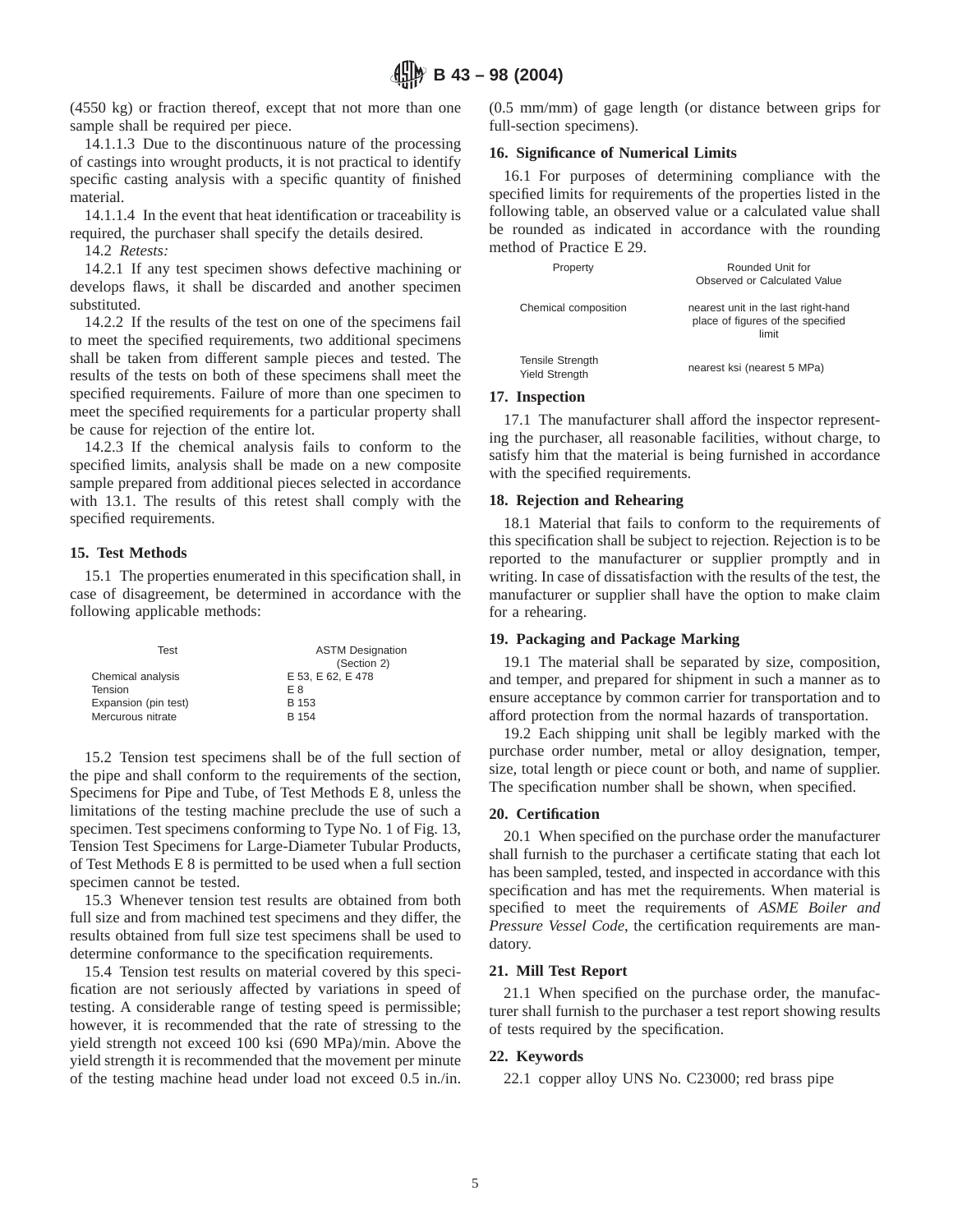(4550 kg) or fraction thereof, except that not more than one sample shall be required per piece.

14.1.1.3 Due to the discontinuous nature of the processing of castings into wrought products, it is not practical to identify specific casting analysis with a specific quantity of finished material.

14.1.1.4 In the event that heat identification or traceability is required, the purchaser shall specify the details desired.

14.2 *Retests:*

14.2.1 If any test specimen shows defective machining or develops flaws, it shall be discarded and another specimen substituted.

14.2.2 If the results of the test on one of the specimens fail to meet the specified requirements, two additional specimens shall be taken from different sample pieces and tested. The results of the tests on both of these specimens shall meet the specified requirements. Failure of more than one specimen to meet the specified requirements for a particular property shall be cause for rejection of the entire lot.

14.2.3 If the chemical analysis fails to conform to the specified limits, analysis shall be made on a new composite sample prepared from additional pieces selected in accordance with 13.1. The results of this retest shall comply with the specified requirements.

## 15. Test Methods

15.1 The properties enumerated in this specification shall, in case of disagreement, be determined in accordance with the following applicable methods:

| Test | ASTM Designation (Section 2) |
|---|---|
| Chemical analysis | E 53, E 62, E 478 |
| Tension | E 8 |
| Expansion (pin test) | B 153 |
| Mercurous nitrate | B 154 |

15.2 Tension test specimens shall be of the full section of the pipe and shall conform to the requirements of the section, Specimens for Pipe and Tube, of Test Methods E 8, unless the limitations of the testing machine preclude the use of such a specimen. Test specimens conforming to Type No. 1 of Fig. 13, Tension Test Specimens for Large-Diameter Tubular Products, of Test Methods E 8 is permitted to be used when a full section specimen cannot be tested.

15.3 Whenever tension test results are obtained from both full size and from machined test specimens and they differ, the results obtained from full size test specimens shall be used to determine conformance to the specification requirements.

15.4 Tension test results on material covered by this specification are not seriously affected by variations in speed of testing. A considerable range of testing speed is permissible; however, it is recommended that the rate of stressing to the yield strength not exceed 100 ksi (690 MPa)/min. Above the yield strength it is recommended that the movement per minute of the testing machine head under load not exceed 0.5 in./in. (0.5 mm/mm) of gage length (or distance between grips for full-section specimens).

## 16. Significance of Numerical Limits

16.1 For purposes of determining compliance with the specified limits for requirements of the properties listed in the following table, an observed value or a calculated value shall be rounded as indicated in accordance with the rounding method of Practice E 29.

| Property | Rounded Unit for Observed or Calculated Value |
|---|---|
| Chemical composition | nearest unit in the last right-hand place of figures of the specified limit |
| Tensile Strength<br>Yield Strength | nearest ksi (nearest 5 MPa) |

## 17. Inspection

17.1 The manufacturer shall afford the inspector representing the purchaser, all reasonable facilities, without charge, to satisfy him that the material is being furnished in accordance with the specified requirements.

## 18. Rejection and Rehearing

18.1 Material that fails to conform to the requirements of this specification shall be subject to rejection. Rejection is to be reported to the manufacturer or supplier promptly and in writing. In case of dissatisfaction with the results of the test, the manufacturer or supplier shall have the option to make claim for a rehearing.

## 19. Packaging and Package Marking

19.1 The material shall be separated by size, composition, and temper, and prepared for shipment in such a manner as to ensure acceptance by common carrier for transportation and to afford protection from the normal hazards of transportation.

19.2 Each shipping unit shall be legibly marked with the purchase order number, metal or alloy designation, temper, size, total length or piece count or both, and name of supplier. The specification number shall be shown, when specified.

## 20. Certification

20.1 When specified on the purchase order the manufacturer shall furnish to the purchaser a certificate stating that each lot has been sampled, tested, and inspected in accordance with this specification and has met the requirements. When material is specified to meet the requirements of *ASME Boiler and Pressure Vessel Code*, the certification requirements are mandatory.

## 21. Mill Test Report

21.1 When specified on the purchase order, the manufacturer shall furnish to the purchaser a test report showing results of tests required by the specification.

## 22. Keywords

22.1 copper alloy UNS No. C23000; red brass pipe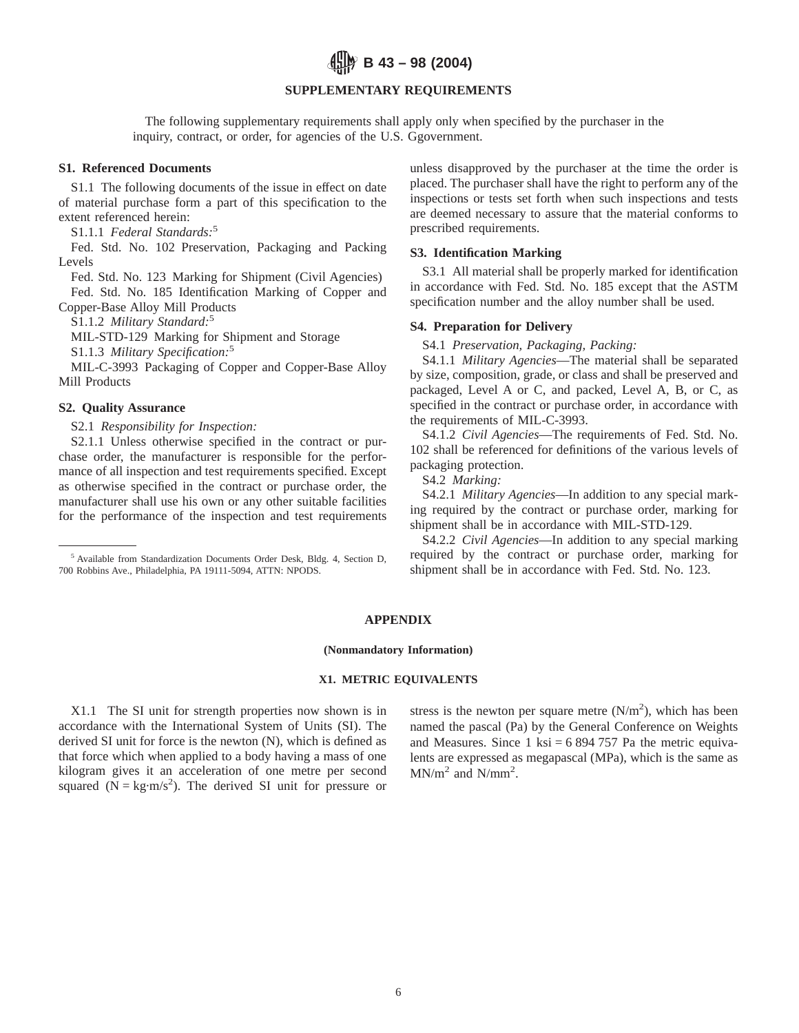## SUPPLEMENTARY REQUIREMENTS

The following supplementary requirements shall apply only when specified by the purchaser in the inquiry, contract, or order, for agencies of the U.S. Ggovernment.

### S1. Referenced Documents

S1.1 The following documents of the issue in effect on date of material purchase form a part of this specification to the extent referenced herein:

S1.1.1 *Federal Standards:*[5]

Fed. Std. No. 102 Preservation, Packaging and Packing Levels

Fed. Std. No. 123 Marking for Shipment (Civil Agencies)

Fed. Std. No. 185 Identification Marking of Copper and Copper-Base Alloy Mill Products

S1.1.2 *Military Standard:*[5]

MIL-STD-129 Marking for Shipment and Storage

S1.1.3 *Military Specification:*[5]

MIL-C-3993 Packaging of Copper and Copper-Base Alloy Mill Products

### S2. Quality Assurance

S2.1 *Responsibility for Inspection:*

S2.1.1 Unless otherwise specified in the contract or purchase order, the manufacturer is responsible for the performance of all inspection and test requirements specified. Except as otherwise specified in the contract or purchase order, the manufacturer shall use his own or any other suitable facilities for the performance of the inspection and test requirements unless disapproved by the purchaser at the time the order is placed. The purchaser shall have the right to perform any of the inspections or tests set forth when such inspections and tests are deemed necessary to assure that the material conforms to prescribed requirements.

### S3. Identification Marking

S3.1 All material shall be properly marked for identification in accordance with Fed. Std. No. 185 except that the ASTM specification number and the alloy number shall be used.

### S4. Preparation for Delivery

S4.1 *Preservation, Packaging, Packing:*

S4.1.1 *Military Agencies*—The material shall be separated by size, composition, grade, or class and shall be preserved and packaged, Level A or C, and packed, Level A, B, or C, as specified in the contract or purchase order, in accordance with the requirements of MIL-C-3993.

S4.1.2 *Civil Agencies*—The requirements of Fed. Std. No. 102 shall be referenced for definitions of the various levels of packaging protection.

S4.2 *Marking:*

S4.2.1 *Military Agencies*—In addition to any special marking required by the contract or purchase order, marking for shipment shall be in accordance with MIL-STD-129.

S4.2.2 *Civil Agencies*—In addition to any special marking required by the contract or purchase order, marking for shipment shall be in accordance with Fed. Std. No. 123.

[5] Available from Standardization Documents Order Desk, Bldg. 4, Section D, 700 Robbins Ave., Philadelphia, PA 19111-5094, ATTN: NPODS.

## APPENDIX

**(Nonmandatory Information)**

### X1. METRIC EQUIVALENTS

X1.1 The SI unit for strength properties now shown is in accordance with the International System of Units (SI). The derived SI unit for force is the newton (N), which is defined as that force which when applied to a body having a mass of one kilogram gives it an acceleration of one metre per second squared ($N = kg \cdot m/s^2$). The derived SI unit for pressure or stress is the newton per square metre ($N/m^2$), which has been named the pascal (Pa) by the General Conference on Weights and Measures. Since 1 ksi = 6 894 757 Pa the metric equivalents are expressed as megapascal (MPa), which is the same as $MN/m^2$ and $N/mm^2$.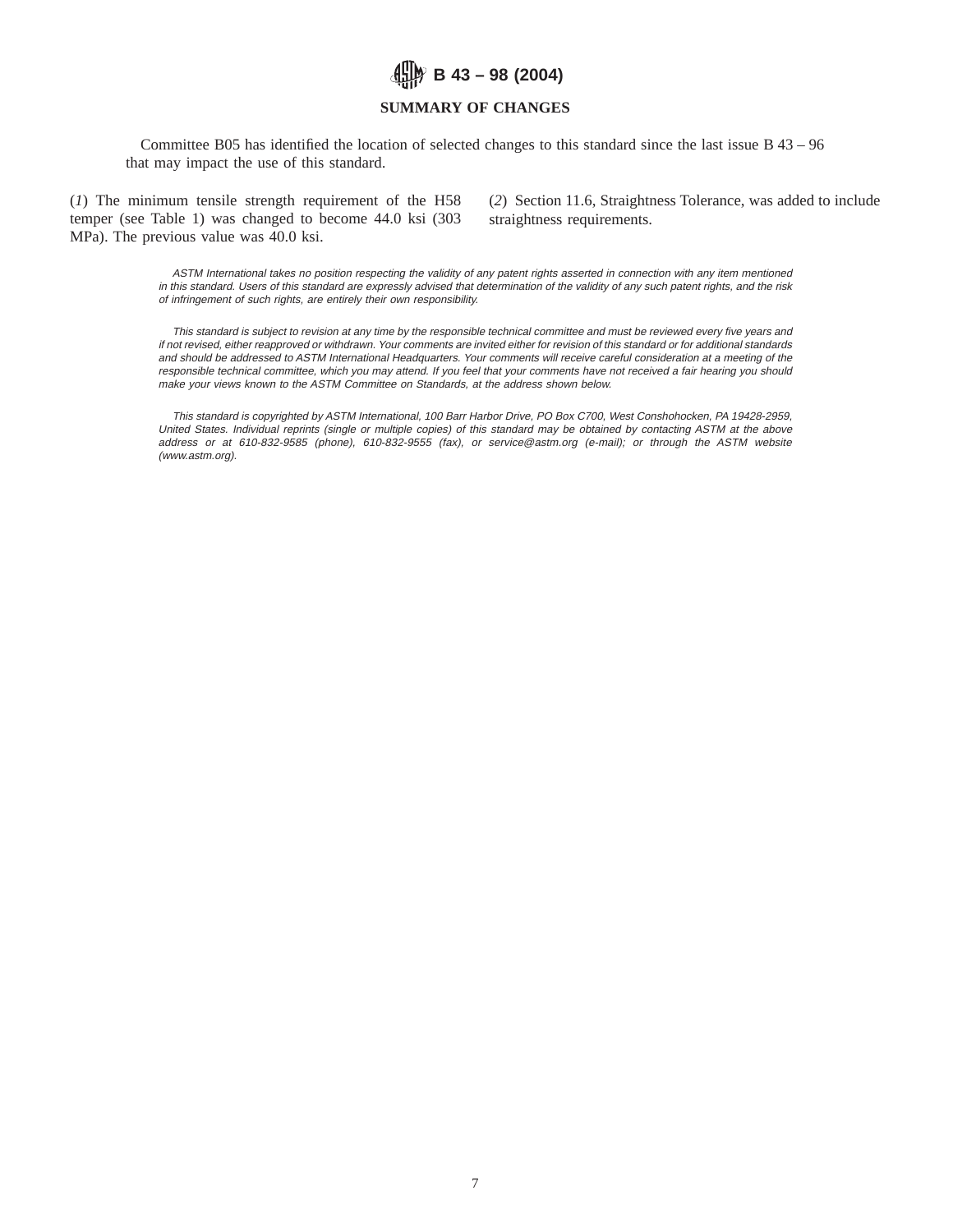## SUMMARY OF CHANGES

Committee B05 has identified the location of selected changes to this standard since the last issue B 43 – 96 that may impact the use of this standard.

(*1*) The minimum tensile strength requirement of the H58 temper (see Table 1) was changed to become 44.0 ksi (303 MPa). The previous value was 40.0 ksi.

(*2*) Section 11.6, Straightness Tolerance, was added to include straightness requirements.

*ASTM International takes no position respecting the validity of any patent rights asserted in connection with any item mentioned in this standard. Users of this standard are expressly advised that determination of the validity of any such patent rights, and the risk of infringement of such rights, are entirely their own responsibility.*

*This standard is subject to revision at any time by the responsible technical committee and must be reviewed every five years and if not revised, either reapproved or withdrawn. Your comments are invited either for revision of this standard or for additional standards and should be addressed to ASTM International Headquarters. Your comments will receive careful consideration at a meeting of the responsible technical committee, which you may attend. If you feel that your comments have not received a fair hearing you should make your views known to the ASTM Committee on Standards, at the address shown below.*

*This standard is copyrighted by ASTM International, 100 Barr Harbor Drive, PO Box C700, West Conshohocken, PA 19428-2959, United States. Individual reprints (single or multiple copies) of this standard may be obtained by contacting ASTM at the above address or at 610-832-9585 (phone), 610-832-9555 (fax), or service@astm.org (e-mail); or through the ASTM website (www.astm.org).*